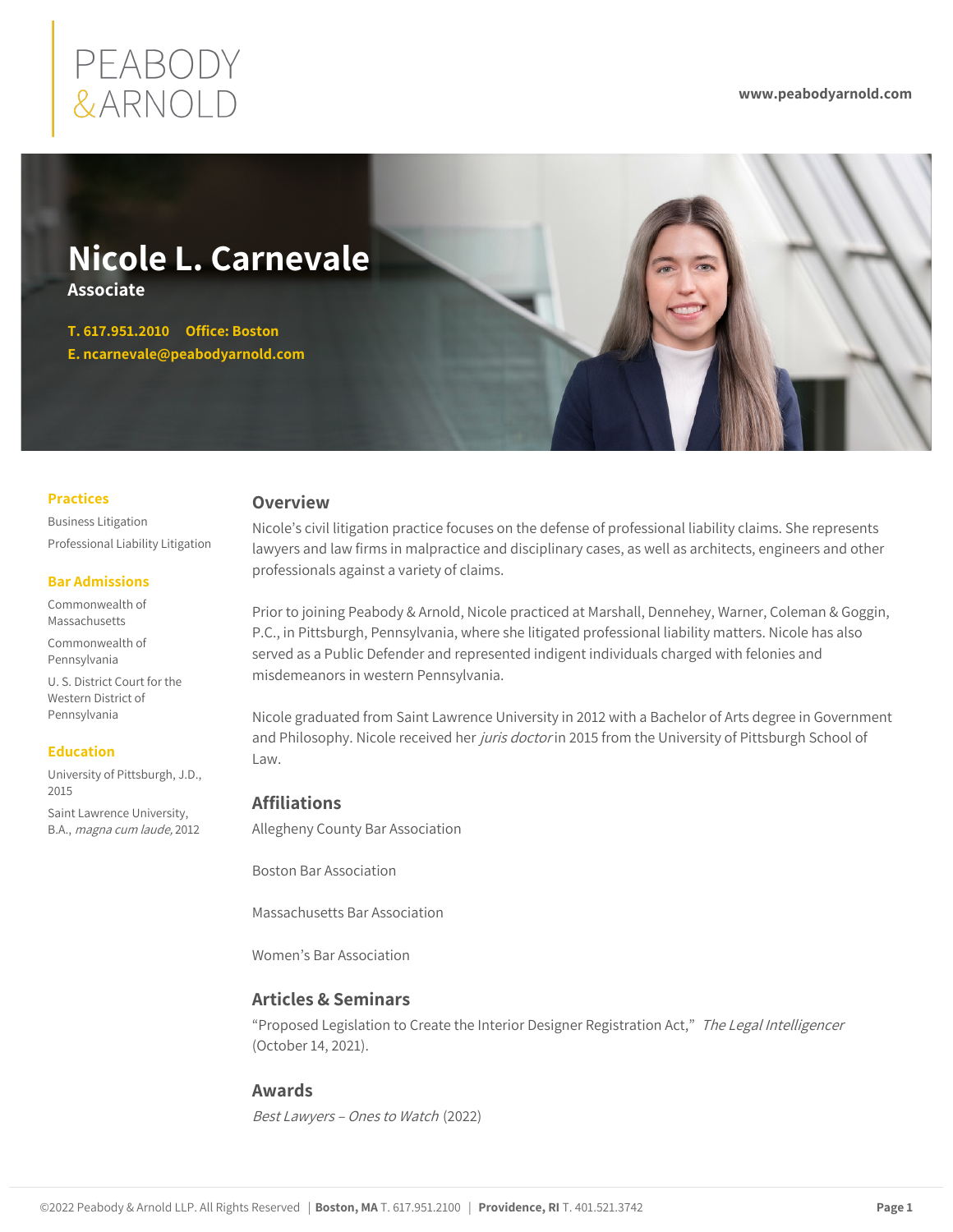PEABODY & ARNOLD

www.peabodyarnold.com

# Nicole L. Carnevale

**Associate**

**T. 617.951.2010** **Office: Boston**
**E. ncarnevale@peabodyarnold.com**

### Practices

Business Litigation

Professional Liability Litigation

### Bar Admissions

Commonwealth of Massachusetts

Commonwealth of Pennsylvania

U. S. District Court for the Western District of Pennsylvania

### Education

University of Pittsburgh, J.D., 2015

Saint Lawrence University, B.A., *magna cum laude,* 2012

## Overview

Nicole's civil litigation practice focuses on the defense of professional liability claims. She represents lawyers and law firms in malpractice and disciplinary cases, as well as architects, engineers and other professionals against a variety of claims.

Prior to joining Peabody & Arnold, Nicole practiced at Marshall, Dennehey, Warner, Coleman & Goggin, P.C., in Pittsburgh, Pennsylvania, where she litigated professional liability matters. Nicole has also served as a Public Defender and represented indigent individuals charged with felonies and misdemeanors in western Pennsylvania.

Nicole graduated from Saint Lawrence University in 2012 with a Bachelor of Arts degree in Government and Philosophy. Nicole received her *juris doctor* in 2015 from the University of Pittsburgh School of Law.

## Affiliations

Allegheny County Bar Association

Boston Bar Association

Massachusetts Bar Association

Women's Bar Association

## Articles & Seminars

"Proposed Legislation to Create the Interior Designer Registration Act," *The Legal Intelligencer* (October 14, 2021).

## Awards

*Best Lawyers – Ones to Watch* (2022)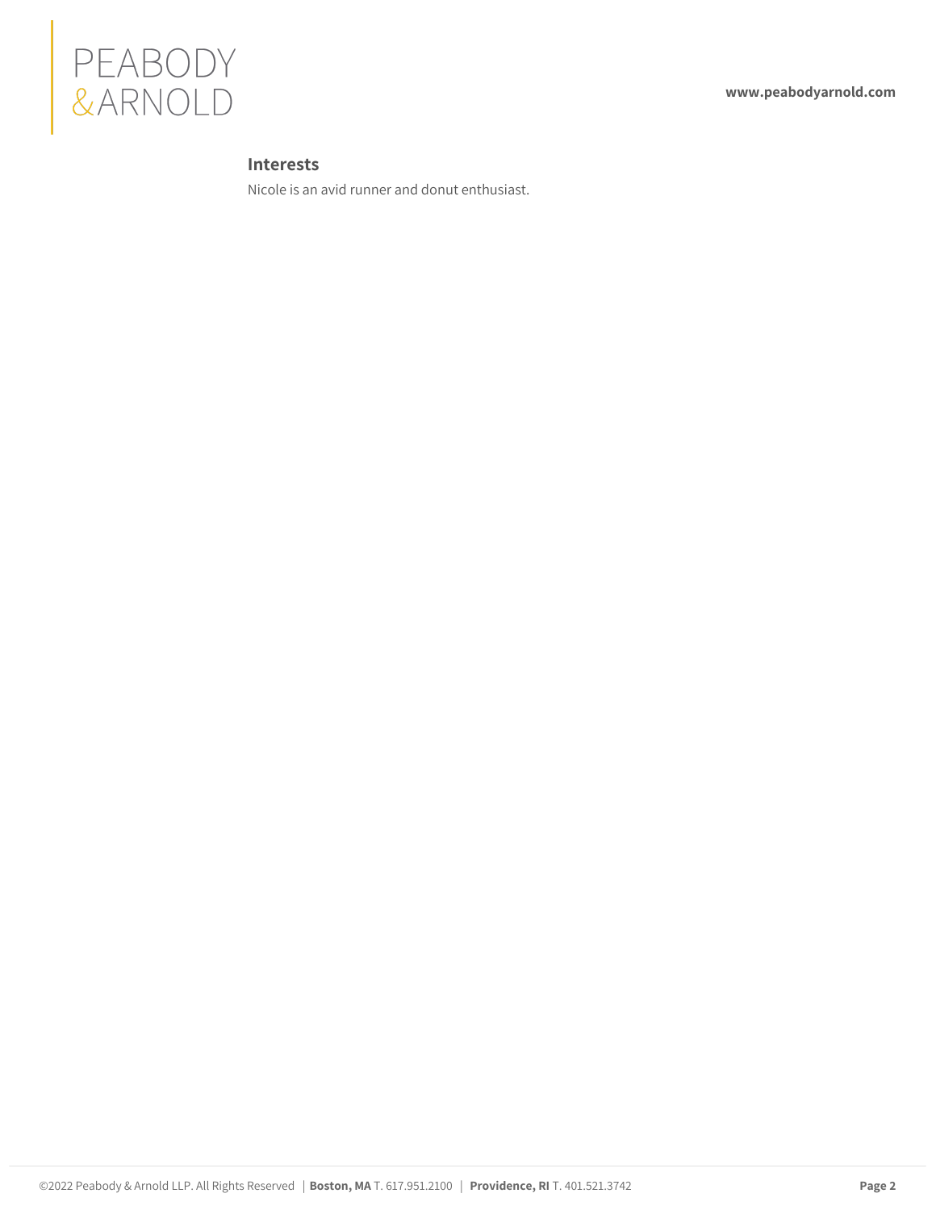### Interests

Nicole is an avid runner and donut enthusiast.